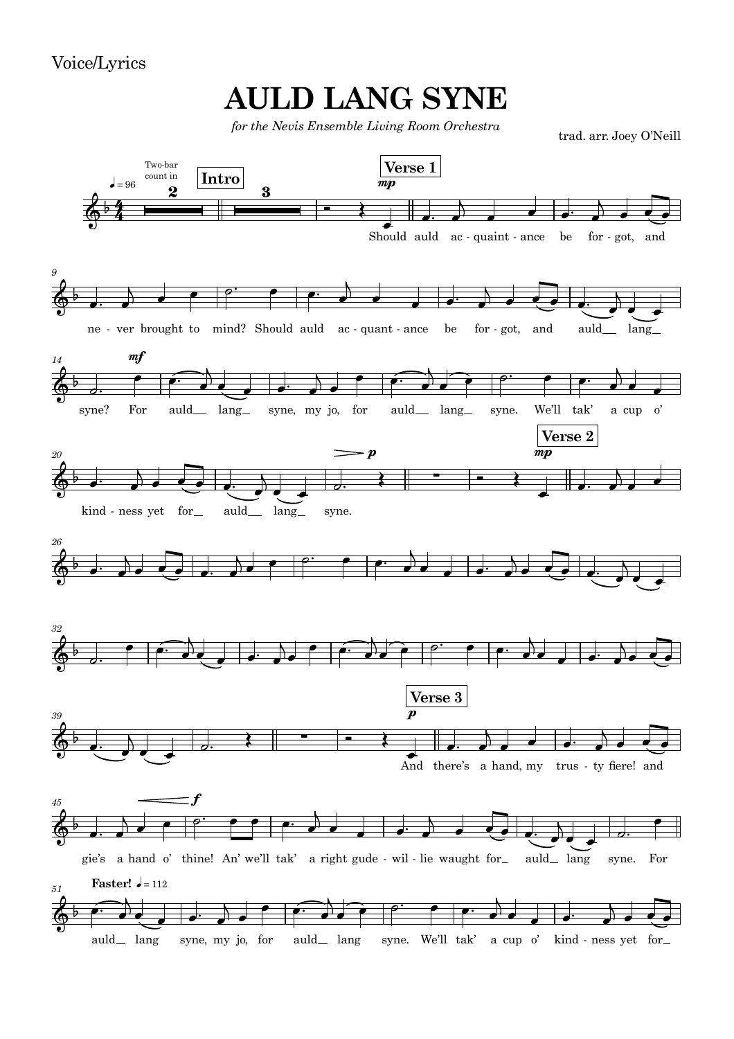Voice/Lyrics

# AULD LANG SYNE

*for the Nevis Ensemble Living Room Orchestra*

trad. arr. Joey O'Neill

Two-bar count in — Intro

**Verse 1**

Should auld ac - quaint - ance be for - got, and ne - ver brought to mind? Should auld ac - quant - ance be for - got, and auld__ lang__ syne? For auld__ lang__ syne, my jo, for auld__ lang__ syne. We'll tak' a cup o' kind - ness yet for__ auld__ lang__ syne.

**Verse 2**

**Verse 3**

And there's a hand, my trus - ty fiere! and gie's a hand o' thine! An' we'll tak' a right gude - wil - lie waught for__ auld__ lang syne. For

**Faster!** ♩ = 112

auld__ lang syne, my jo, for auld__ lang syne. We'll tak' a cup o' kind - ness yet for__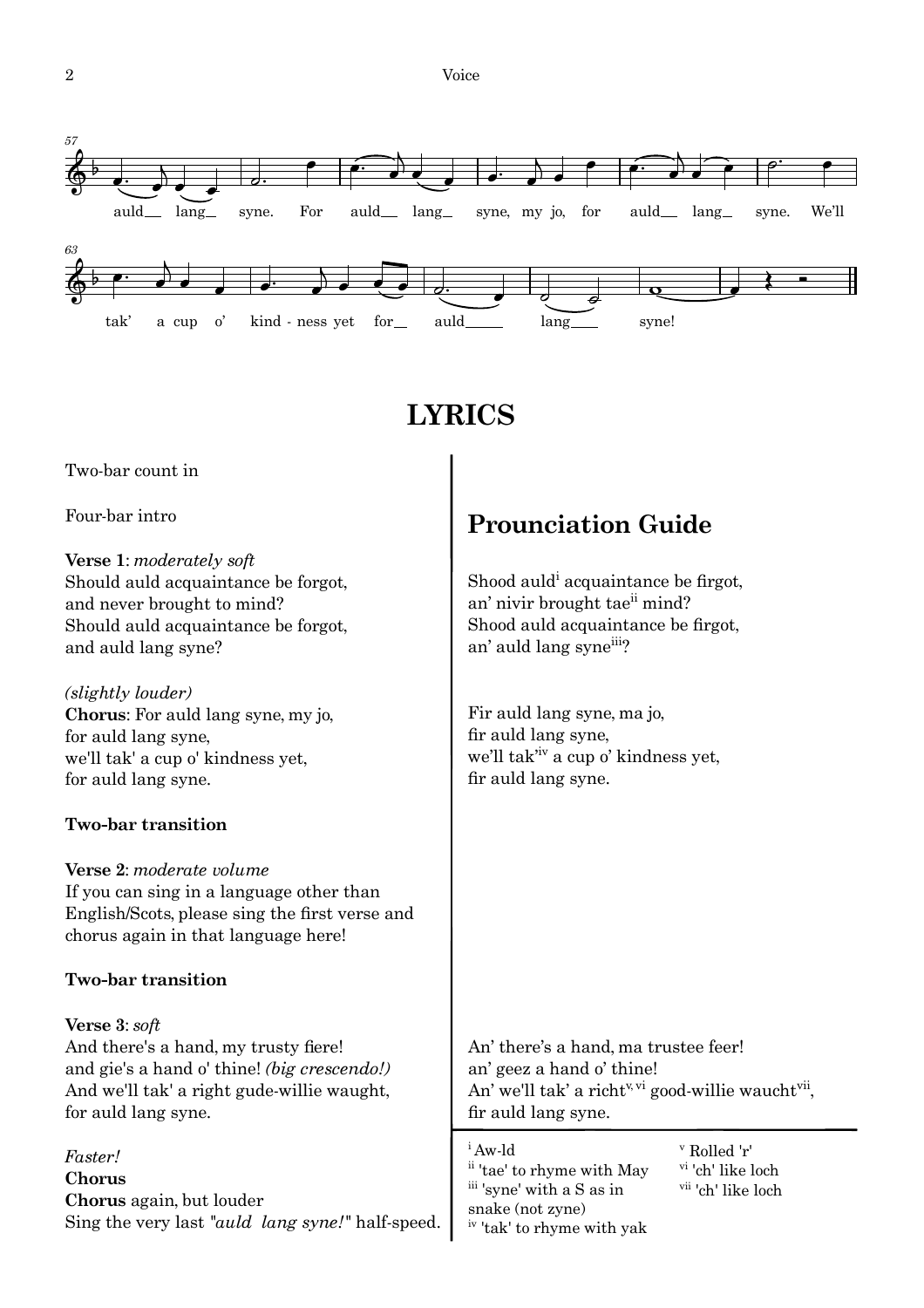57

auld lang syne. For auld lang syne, my jo, for auld lang syne. We'll

63

tak' a cup o' kind - ness yet for auld lang syne!

# LYRICS

Two-bar count in

Four-bar intro

**Verse 1**: *moderately soft*
Should auld acquaintance be forgot,
and never brought to mind?
Should auld acquaintance be forgot,
and auld lang syne?

*(slightly louder)*
**Chorus**: For auld lang syne, my jo,
for auld lang syne,
we'll tak' a cup o' kindness yet,
for auld lang syne.

**Two-bar transition**

**Verse 2**: *moderate volume*
If you can sing in a language other than English/Scots, please sing the first verse and chorus again in that language here!

**Two-bar transition**

**Verse 3**: *soft*
And there's a hand, my trusty fiere!
and gie's a hand o' thine! *(big crescendo!)*
And we'll tak' a right gude-willie waught,
for auld lang syne.

*Faster!*
**Chorus**
**Chorus** again, but louder
Sing the very last "*auld lang syne!*" half-speed.

## Prounciation Guide

Shood auld[i] acquaintance be firgot,
an' nivir brought tae[ii] mind?
Shood auld acquaintance be firgot,
an' auld lang syne[iii]?

Fir auld lang syne, ma jo,
fir auld lang syne,
we'll tak'[iv] a cup o' kindness yet,
fir auld lang syne.

An' there's a hand, ma trustee feer!
an' geez a hand o' thine!
An' we'll tak' a richt[v, vi] good-willie waucht[vii],
fir auld lang syne.

[i] Aw-ld
[ii] 'tae' to rhyme with May
[iii] 'syne' with a S as in snake (not zyne)
[iv] 'tak' to rhyme with yak
[v] Rolled 'r'
[vi] 'ch' like loch
[vii] 'ch' like loch